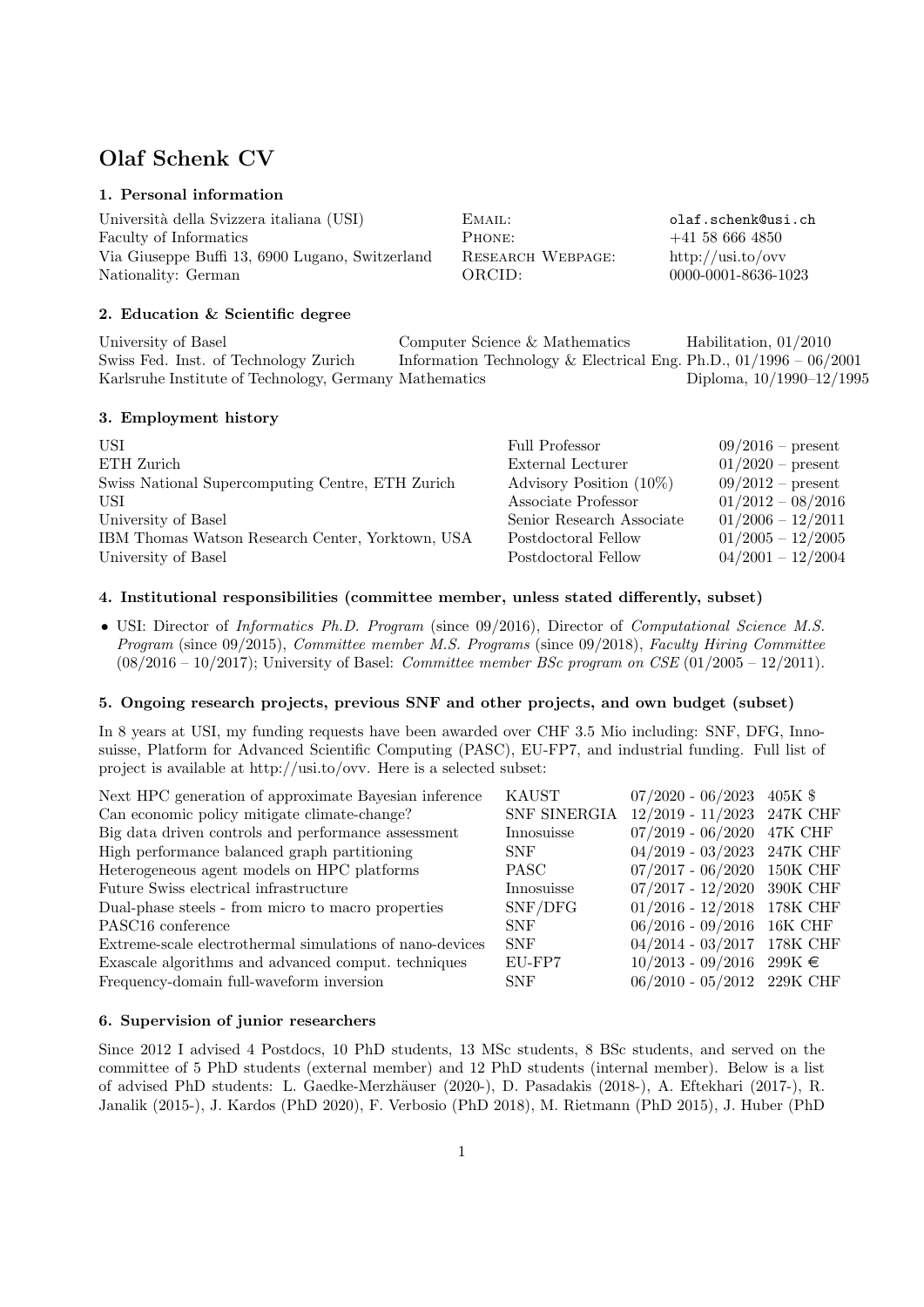# Olaf Schenk CV

## 1. Personal information

| | | |
|---|---|---|
| Università della Svizzera italiana (USI) | Email: | olaf.schenk@usi.ch |
| Faculty of Informatics | Phone: | +41 58 666 4850 |
| Via Giuseppe Buffi 13, 6900 Lugano, Switzerland | Research Webpage: | http://usi.to/ovv |
| Nationality: German | ORCID: | 0000-0001-8636-1023 |

## 2. Education & Scientific degree

| | | |
|---|---|---|
| University of Basel | Computer Science & Mathematics | Habilitation, 01/2010 |
| Swiss Fed. Inst. of Technology Zurich | Information Technology & Electrical Eng. | Ph.D., 01/1996 – 06/2001 |
| Karlsruhe Institute of Technology, Germany | Mathematics | Diploma, 10/1990–12/1995 |

## 3. Employment history

| | | |
|---|---|---|
| USI | Full Professor | 09/2016 – present |
| ETH Zurich | External Lecturer | 01/2020 – present |
| Swiss National Supercomputing Centre, ETH Zurich | Advisory Position (10%) | 09/2012 – present |
| USI | Associate Professor | 01/2012 – 08/2016 |
| University of Basel | Senior Research Associate | 01/2006 – 12/2011 |
| IBM Thomas Watson Research Center, Yorktown, USA | Postdoctoral Fellow | 01/2005 – 12/2005 |
| University of Basel | Postdoctoral Fellow | 04/2001 – 12/2004 |

## 4. Institutional responsibilities (committee member, unless stated differently, subset)

- USI: Director of *Informatics Ph.D. Program* (since 09/2016), Director of *Computational Science M.S. Program* (since 09/2015), *Committee member M.S. Programs* (since 09/2018), *Faculty Hiring Committee* (08/2016 – 10/2017); University of Basel: *Committee member BSc program on CSE* (01/2005 – 12/2011).

## 5. Ongoing research projects, previous SNF and other projects, and own budget (subset)

In 8 years at USI, my funding requests have been awarded over CHF 3.5 Mio including: SNF, DFG, Innosuisse, Platform for Advanced Scientific Computing (PASC), EU-FP7, and industrial funding. Full list of project is available at http://usi.to/ovv. Here is a selected subset:

| | | | |
|---|---|---|---|
| Next HPC generation of approximate Bayesian inference | KAUST | 07/2020 - 06/2023 | 405K $ |
| Can economic policy mitigate climate-change? | SNF SINERGIA | 12/2019 - 11/2023 | 247K CHF |
| Big data driven controls and performance assessment | Innosuisse | 07/2019 - 06/2020 | 47K CHF |
| High performance balanced graph partitioning | SNF | 04/2019 - 03/2023 | 247K CHF |
| Heterogeneous agent models on HPC platforms | PASC | 07/2017 - 06/2020 | 150K CHF |
| Future Swiss electrical infrastructure | Innosuisse | 07/2017 - 12/2020 | 390K CHF |
| Dual-phase steels - from micro to macro properties | SNF/DFG | 01/2016 - 12/2018 | 178K CHF |
| PASC16 conference | SNF | 06/2016 - 09/2016 | 16K CHF |
| Extreme-scale electrothermal simulations of nano-devices | SNF | 04/2014 - 03/2017 | 178K CHF |
| Exascale algorithms and advanced comput. techniques | EU-FP7 | 10/2013 - 09/2016 | 299K € |
| Frequency-domain full-waveform inversion | SNF | 06/2010 - 05/2012 | 229K CHF |

## 6. Supervision of junior researchers

Since 2012 I advised 4 Postdocs, 10 PhD students, 13 MSc students, 8 BSc students, and served on the committee of 5 PhD students (external member) and 12 PhD students (internal member). Below is a list of advised PhD students: L. Gaedke-Merzhäuser (2020-), D. Pasadakis (2018-), A. Eftekhari (2017-), R. Janalik (2015-), J. Kardos (PhD 2020), F. Verbosio (PhD 2018), M. Rietmann (PhD 2015), J. Huber (PhD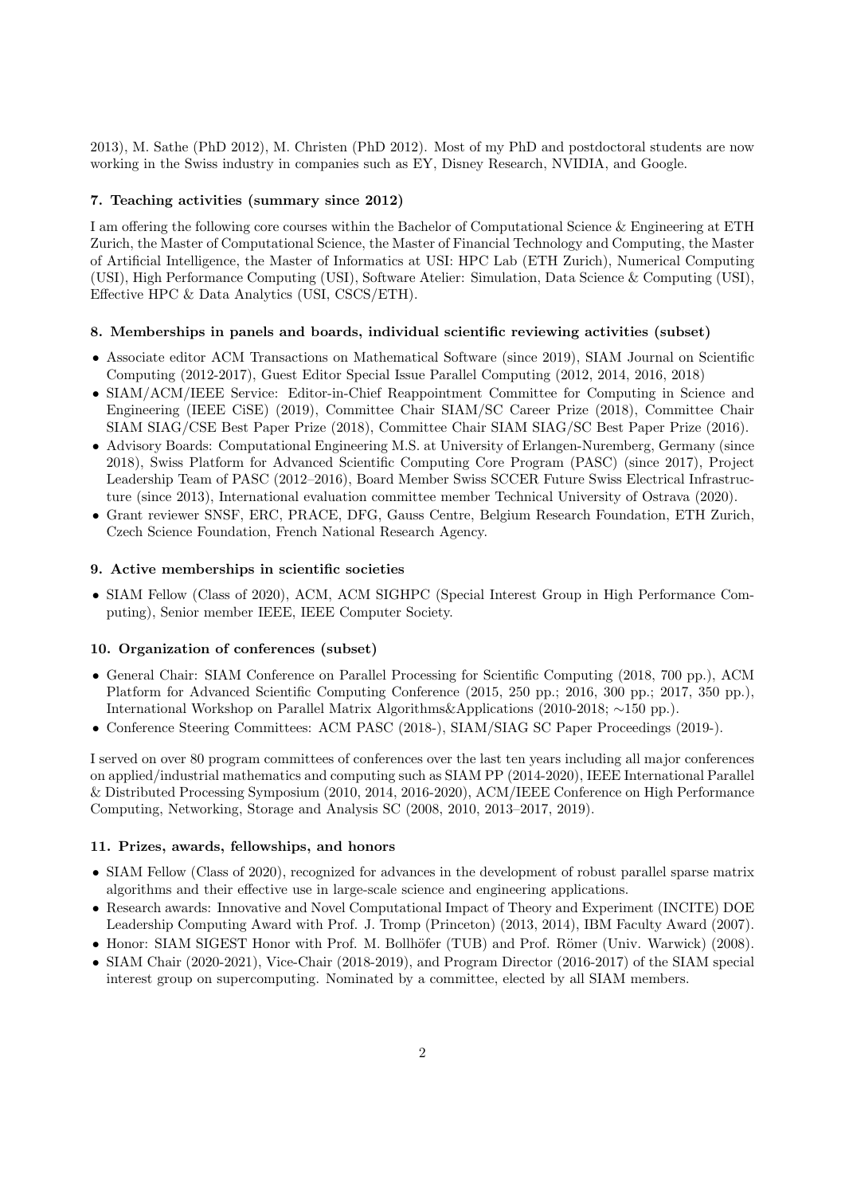2013), M. Sathe (PhD 2012), M. Christen (PhD 2012). Most of my PhD and postdoctoral students are now working in the Swiss industry in companies such as EY, Disney Research, NVIDIA, and Google.

#### 7. Teaching activities (summary since 2012)

I am offering the following core courses within the Bachelor of Computational Science & Engineering at ETH Zurich, the Master of Computational Science, the Master of Financial Technology and Computing, the Master of Artificial Intelligence, the Master of Informatics at USI: HPC Lab (ETH Zurich), Numerical Computing (USI), High Performance Computing (USI), Software Atelier: Simulation, Data Science & Computing (USI), Effective HPC & Data Analytics (USI, CSCS/ETH).

#### 8. Memberships in panels and boards, individual scientific reviewing activities (subset)

- Associate editor ACM Transactions on Mathematical Software (since 2019), SIAM Journal on Scientific Computing (2012-2017), Guest Editor Special Issue Parallel Computing (2012, 2014, 2016, 2018)
- SIAM/ACM/IEEE Service: Editor-in-Chief Reappointment Committee for Computing in Science and Engineering (IEEE CiSE) (2019), Committee Chair SIAM/SC Career Prize (2018), Committee Chair SIAM SIAG/CSE Best Paper Prize (2018), Committee Chair SIAM SIAG/SC Best Paper Prize (2016).
- Advisory Boards: Computational Engineering M.S. at University of Erlangen-Nuremberg, Germany (since 2018), Swiss Platform for Advanced Scientific Computing Core Program (PASC) (since 2017), Project Leadership Team of PASC (2012–2016), Board Member Swiss SCCER Future Swiss Electrical Infrastructure (since 2013), International evaluation committee member Technical University of Ostrava (2020).
- Grant reviewer SNSF, ERC, PRACE, DFG, Gauss Centre, Belgium Research Foundation, ETH Zurich, Czech Science Foundation, French National Research Agency.

#### 9. Active memberships in scientific societies

- SIAM Fellow (Class of 2020), ACM, ACM SIGHPC (Special Interest Group in High Performance Computing), Senior member IEEE, IEEE Computer Society.

#### 10. Organization of conferences (subset)

- General Chair: SIAM Conference on Parallel Processing for Scientific Computing (2018, 700 pp.), ACM Platform for Advanced Scientific Computing Conference (2015, 250 pp.; 2016, 300 pp.; 2017, 350 pp.), International Workshop on Parallel Matrix Algorithms&Applications (2010-2018; ∼150 pp.).
- Conference Steering Committees: ACM PASC (2018-), SIAM/SIAG SC Paper Proceedings (2019-).

I served on over 80 program committees of conferences over the last ten years including all major conferences on applied/industrial mathematics and computing such as SIAM PP (2014-2020), IEEE International Parallel & Distributed Processing Symposium (2010, 2014, 2016-2020), ACM/IEEE Conference on High Performance Computing, Networking, Storage and Analysis SC (2008, 2010, 2013–2017, 2019).

#### 11. Prizes, awards, fellowships, and honors

- SIAM Fellow (Class of 2020), recognized for advances in the development of robust parallel sparse matrix algorithms and their effective use in large-scale science and engineering applications.
- Research awards: Innovative and Novel Computational Impact of Theory and Experiment (INCITE) DOE Leadership Computing Award with Prof. J. Tromp (Princeton) (2013, 2014), IBM Faculty Award (2007).
- Honor: SIAM SIGEST Honor with Prof. M. Bollhöfer (TUB) and Prof. Römer (Univ. Warwick) (2008).
- SIAM Chair (2020-2021), Vice-Chair (2018-2019), and Program Director (2016-2017) of the SIAM special interest group on supercomputing. Nominated by a committee, elected by all SIAM members.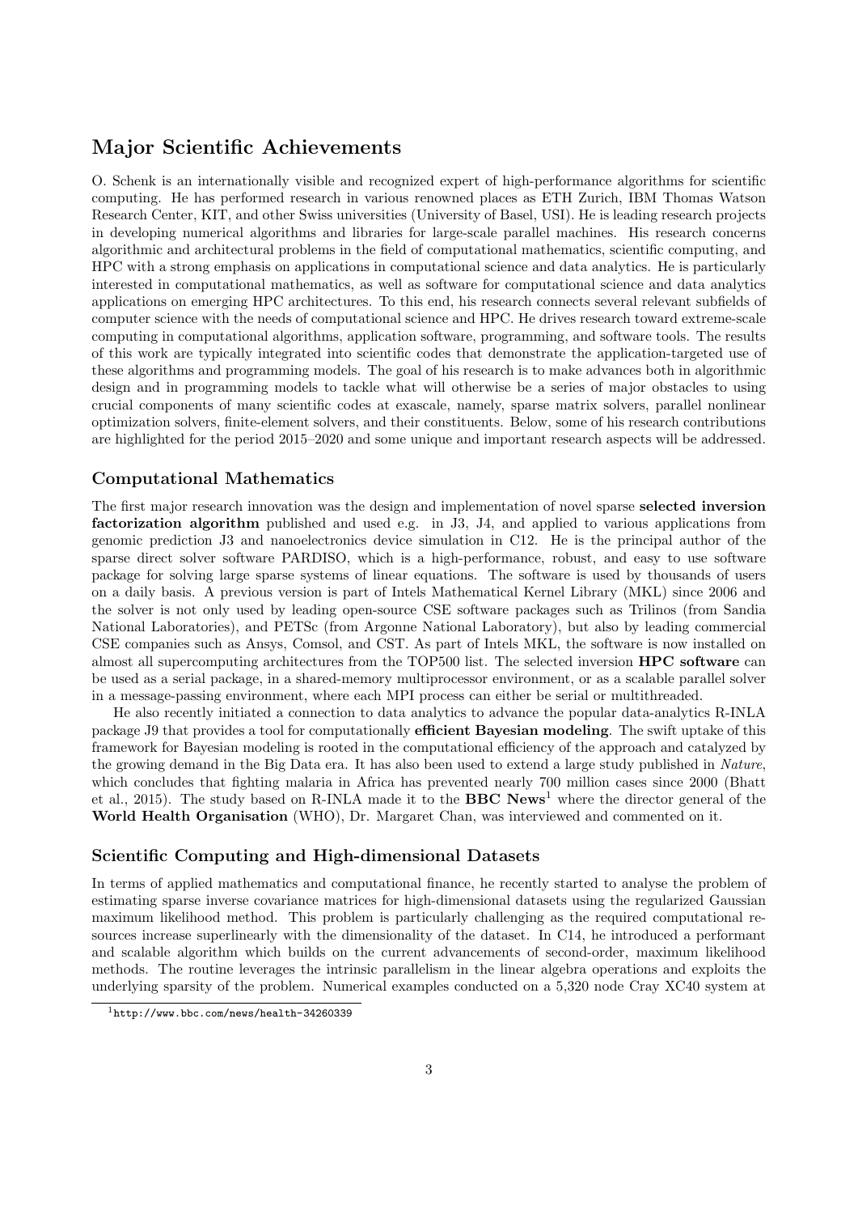## Major Scientific Achievements

O. Schenk is an internationally visible and recognized expert of high-performance algorithms for scientific computing. He has performed research in various renowned places as ETH Zurich, IBM Thomas Watson Research Center, KIT, and other Swiss universities (University of Basel, USI). He is leading research projects in developing numerical algorithms and libraries for large-scale parallel machines. His research concerns algorithmic and architectural problems in the field of computational mathematics, scientific computing, and HPC with a strong emphasis on applications in computational science and data analytics. He is particularly interested in computational mathematics, as well as software for computational science and data analytics applications on emerging HPC architectures. To this end, his research connects several relevant subfields of computer science with the needs of computational science and HPC. He drives research toward extreme-scale computing in computational algorithms, application software, programming, and software tools. The results of this work are typically integrated into scientific codes that demonstrate the application-targeted use of these algorithms and programming models. The goal of his research is to make advances both in algorithmic design and in programming models to tackle what will otherwise be a series of major obstacles to using crucial components of many scientific codes at exascale, namely, sparse matrix solvers, parallel nonlinear optimization solvers, finite-element solvers, and their constituents. Below, some of his research contributions are highlighted for the period 2015–2020 and some unique and important research aspects will be addressed.

### Computational Mathematics

The first major research innovation was the design and implementation of novel sparse **selected inversion factorization algorithm** published and used e.g. in J3, J4, and applied to various applications from genomic prediction J3 and nanoelectronics device simulation in C12. He is the principal author of the sparse direct solver software PARDISO, which is a high-performance, robust, and easy to use software package for solving large sparse systems of linear equations. The software is used by thousands of users on a daily basis. A previous version is part of Intels Mathematical Kernel Library (MKL) since 2006 and the solver is not only used by leading open-source CSE software packages such as Trilinos (from Sandia National Laboratories), and PETSc (from Argonne National Laboratory), but also by leading commercial CSE companies such as Ansys, Comsol, and CST. As part of Intels MKL, the software is now installed on almost all supercomputing architectures from the TOP500 list. The selected inversion **HPC software** can be used as a serial package, in a shared-memory multiprocessor environment, or as a scalable parallel solver in a message-passing environment, where each MPI process can either be serial or multithreaded.

He also recently initiated a connection to data analytics to advance the popular data-analytics R-INLA package J9 that provides a tool for computationally **efficient Bayesian modeling**. The swift uptake of this framework for Bayesian modeling is rooted in the computational efficiency of the approach and catalyzed by the growing demand in the Big Data era. It has also been used to extend a large study published in *Nature*, which concludes that fighting malaria in Africa has prevented nearly 700 million cases since 2000 (Bhatt et al., 2015). The study based on R-INLA made it to the **BBC News**[1] where the director general of the **World Health Organisation** (WHO), Dr. Margaret Chan, was interviewed and commented on it.

### Scientific Computing and High-dimensional Datasets

In terms of applied mathematics and computational finance, he recently started to analyse the problem of estimating sparse inverse covariance matrices for high-dimensional datasets using the regularized Gaussian maximum likelihood method. This problem is particularly challenging as the required computational resources increase superlinearly with the dimensionality of the dataset. In C14, he introduced a performant and scalable algorithm which builds on the current advancements of second-order, maximum likelihood methods. The routine leverages the intrinsic parallelism in the linear algebra operations and exploits the underlying sparsity of the problem. Numerical examples conducted on a 5,320 node Cray XC40 system at

[1] http://www.bbc.com/news/health-34260339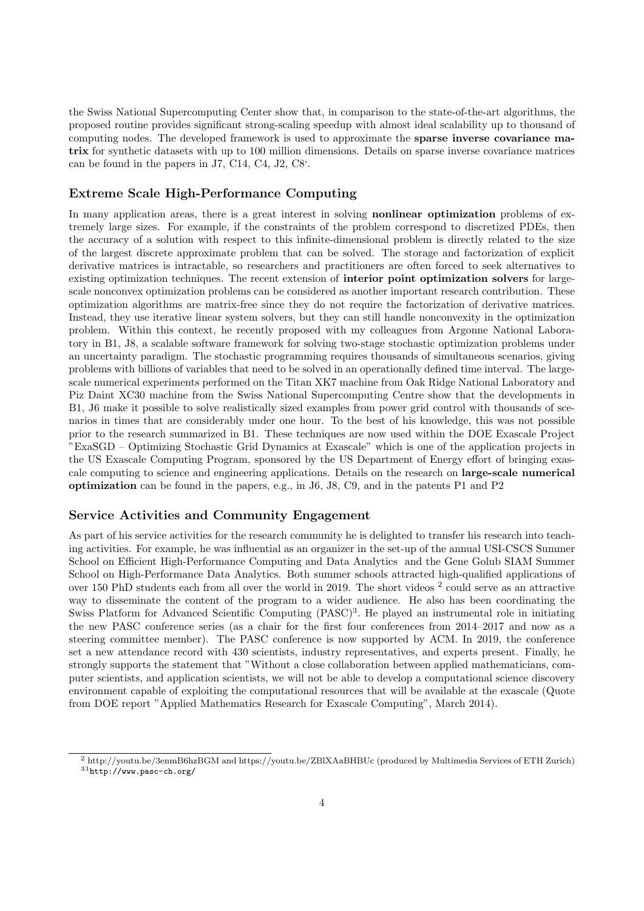the Swiss National Supercomputing Center show that, in comparison to the state-of-the-art algorithms, the proposed routine provides significant strong-scaling speedup with almost ideal scalability up to thousand of computing nodes. The developed framework is used to approximate the **sparse inverse covariance matrix** for synthetic datasets with up to 100 million dimensions. Details on sparse inverse covariance matrices can be found in the papers in J7, C14, C4, J2, C8‘.

## Extreme Scale High-Performance Computing

In many application areas, there is a great interest in solving **nonlinear optimization** problems of extremely large sizes. For example, if the constraints of the problem correspond to discretized PDEs, then the accuracy of a solution with respect to this infinite-dimensional problem is directly related to the size of the largest discrete approximate problem that can be solved. The storage and factorization of explicit derivative matrices is intractable, so researchers and practitioners are often forced to seek alternatives to existing optimization techniques. The recent extension of **interior point optimization solvers** for large-scale nonconvex optimization problems can be considered as another important research contribution. These optimization algorithms are matrix-free since they do not require the factorization of derivative matrices. Instead, they use iterative linear system solvers, but they can still handle nonconvexity in the optimization problem. Within this context, he recently proposed with my colleagues from Argonne National Laboratory in B1, J8, a scalable software framework for solving two-stage stochastic optimization problems under an uncertainty paradigm. The stochastic programming requires thousands of simultaneous scenarios, giving problems with billions of variables that need to be solved in an operationally defined time interval. The large-scale numerical experiments performed on the Titan XK7 machine from Oak Ridge National Laboratory and Piz Daint XC30 machine from the Swiss National Supercomputing Centre show that the developments in B1, J6 make it possible to solve realistically sized examples from power grid control with thousands of scenarios in times that are considerably under one hour. To the best of his knowledge, this was not possible prior to the research summarized in B1. These techniques are now used within the DOE Exascale Project "ExaSGD – Optimizing Stochastic Grid Dynamics at Exascale" which is one of the application projects in the US Exascale Computing Program, sponsored by the US Department of Energy effort of bringing exascale computing to science and engineering applications. Details on the research on **large-scale numerical optimization** can be found in the papers, e.g., in J6, J8, C9, and in the patents P1 and P2

## Service Activities and Community Engagement

As part of his service activities for the research community he is delighted to transfer his research into teaching activities. For example, he was influential as an organizer in the set-up of the annual USI-CSCS Summer School on Efficient High-Performance Computing and Data Analytics and the Gene Golub SIAM Summer School on High-Performance Data Analytics. Both summer schools attracted high-qualified applications of over 150 PhD students each from all over the world in 2019. The short videos [2] could serve as an attractive way to disseminate the content of the program to a wider audience. He also has been coordinating the Swiss Platform for Advanced Scientific Computing (PASC)[3]. He played an instrumental role in initiating the new PASC conference series (as a chair for the first four conferences from 2014–2017 and now as a steering committee member). The PASC conference is now supported by ACM. In 2019, the conference set a new attendance record with 430 scientists, industry representatives, and experts present. Finally, he strongly supports the statement that "Without a close collaboration between applied mathematicians, computer scientists, and application scientists, we will not be able to develop a computational science discovery environment capable of exploiting the computational resources that will be available at the exascale (Quote from DOE report "Applied Mathematics Research for Exascale Computing", March 2014).

[2] http://youtu.be/3enmB6hzBGM and https://youtu.be/ZBlXAaBHBUc (produced by Multimedia Services of ETH Zurich)

[31] http://www.pasc-ch.org/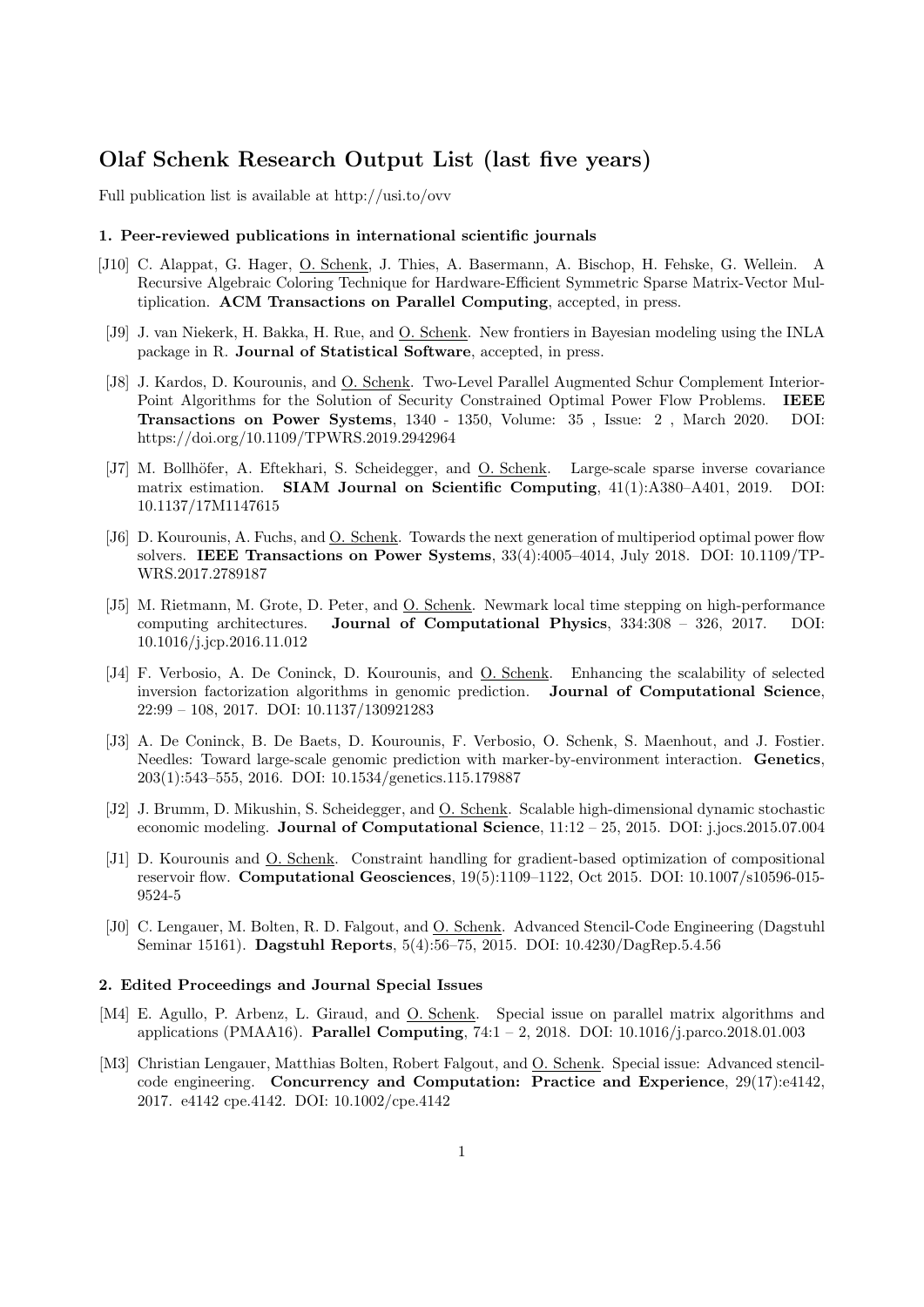# Olaf Schenk Research Output List (last five years)

Full publication list is available at http://usi.to/ovv

### 1. Peer-reviewed publications in international scientific journals

- [J10] C. Alappat, G. Hager, O. Schenk, J. Thies, A. Basermann, A. Bischop, H. Fehske, G. Wellein. A Recursive Algebraic Coloring Technique for Hardware-Efficient Symmetric Sparse Matrix-Vector Multiplication. **ACM Transactions on Parallel Computing**, accepted, in press.
- [J9] J. van Niekerk, H. Bakka, H. Rue, and O. Schenk. New frontiers in Bayesian modeling using the INLA package in R. **Journal of Statistical Software**, accepted, in press.
- [J8] J. Kardos, D. Kourounis, and O. Schenk. Two-Level Parallel Augmented Schur Complement Interior-Point Algorithms for the Solution of Security Constrained Optimal Power Flow Problems. **IEEE Transactions on Power Systems**, 1340 - 1350, Volume: 35 , Issue: 2 , March 2020. DOI: https://doi.org/10.1109/TPWRS.2019.2942964
- [J7] M. Bollhöfer, A. Eftekhari, S. Scheidegger, and O. Schenk. Large-scale sparse inverse covariance matrix estimation. **SIAM Journal on Scientific Computing**, 41(1):A380–A401, 2019. DOI: 10.1137/17M1147615
- [J6] D. Kourounis, A. Fuchs, and O. Schenk. Towards the next generation of multiperiod optimal power flow solvers. **IEEE Transactions on Power Systems**, 33(4):4005–4014, July 2018. DOI: 10.1109/TPWRS.2017.2789187
- [J5] M. Rietmann, M. Grote, D. Peter, and O. Schenk. Newmark local time stepping on high-performance computing architectures. **Journal of Computational Physics**, 334:308 – 326, 2017. DOI: 10.1016/j.jcp.2016.11.012
- [J4] F. Verbosio, A. De Coninck, D. Kourounis, and O. Schenk. Enhancing the scalability of selected inversion factorization algorithms in genomic prediction. **Journal of Computational Science**, 22:99 – 108, 2017. DOI: 10.1137/130921283
- [J3] A. De Coninck, B. De Baets, D. Kourounis, F. Verbosio, O. Schenk, S. Maenhout, and J. Fostier. Needles: Toward large-scale genomic prediction with marker-by-environment interaction. **Genetics**, 203(1):543–555, 2016. DOI: 10.1534/genetics.115.179887
- [J2] J. Brumm, D. Mikushin, S. Scheidegger, and O. Schenk. Scalable high-dimensional dynamic stochastic economic modeling. **Journal of Computational Science**, 11:12 – 25, 2015. DOI: j.jocs.2015.07.004
- [J1] D. Kourounis and O. Schenk. Constraint handling for gradient-based optimization of compositional reservoir flow. **Computational Geosciences**, 19(5):1109–1122, Oct 2015. DOI: 10.1007/s10596-015-9524-5
- [J0] C. Lengauer, M. Bolten, R. D. Falgout, and O. Schenk. Advanced Stencil-Code Engineering (Dagstuhl Seminar 15161). **Dagstuhl Reports**, 5(4):56–75, 2015. DOI: 10.4230/DagRep.5.4.56

### 2. Edited Proceedings and Journal Special Issues

- [M4] E. Agullo, P. Arbenz, L. Giraud, and O. Schenk. Special issue on parallel matrix algorithms and applications (PMAA16). **Parallel Computing**, 74:1 – 2, 2018. DOI: 10.1016/j.parco.2018.01.003
- [M3] Christian Lengauer, Matthias Bolten, Robert Falgout, and O. Schenk. Special issue: Advanced stencil-code engineering. **Concurrency and Computation: Practice and Experience**, 29(17):e4142, 2017. e4142 cpe.4142. DOI: 10.1002/cpe.4142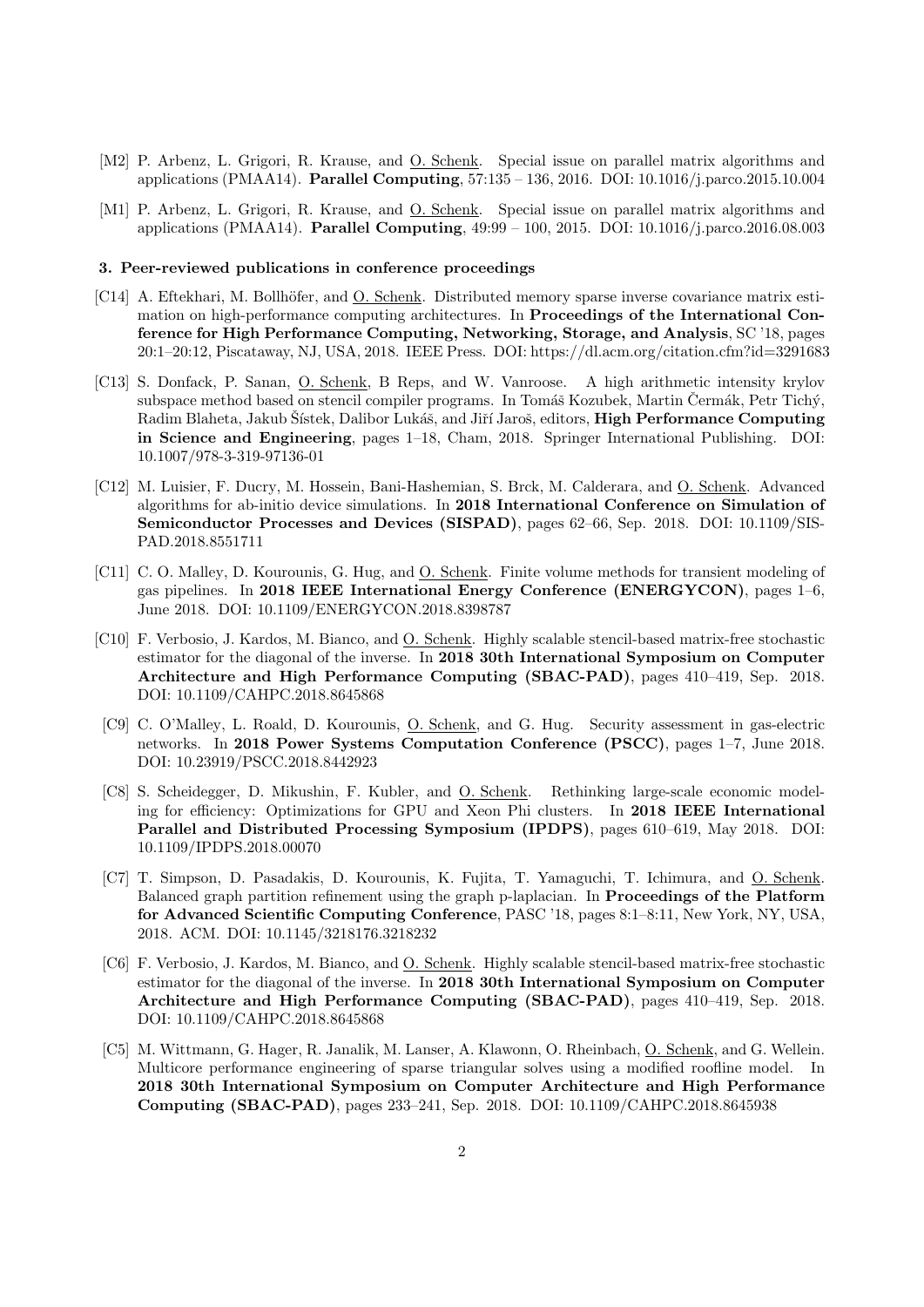[M2] P. Arbenz, L. Grigori, R. Krause, and O. Schenk. Special issue on parallel matrix algorithms and applications (PMAA14). **Parallel Computing**, 57:135 – 136, 2016. DOI: 10.1016/j.parco.2015.10.004

[M1] P. Arbenz, L. Grigori, R. Krause, and O. Schenk. Special issue on parallel matrix algorithms and applications (PMAA14). **Parallel Computing**, 49:99 – 100, 2015. DOI: 10.1016/j.parco.2016.08.003

#### 3. Peer-reviewed publications in conference proceedings

[C14] A. Eftekhari, M. Bollhöfer, and O. Schenk. Distributed memory sparse inverse covariance matrix estimation on high-performance computing architectures. In **Proceedings of the International Conference for High Performance Computing, Networking, Storage, and Analysis**, SC '18, pages 20:1–20:12, Piscataway, NJ, USA, 2018. IEEE Press. DOI: https://dl.acm.org/citation.cfm?id=3291683

[C13] S. Donfack, P. Sanan, O. Schenk, B Reps, and W. Vanroose. A high arithmetic intensity krylov subspace method based on stencil compiler programs. In Tomáš Kozubek, Martin Čermák, Petr Tichý, Radim Blaheta, Jakub Šístek, Dalibor Lukáš, and Jiří Jaroš, editors, **High Performance Computing in Science and Engineering**, pages 1–18, Cham, 2018. Springer International Publishing. DOI: 10.1007/978-3-319-97136-01

[C12] M. Luisier, F. Ducry, M. Hossein, Bani-Hashemian, S. Brck, M. Calderara, and O. Schenk. Advanced algorithms for ab-initio device simulations. In **2018 International Conference on Simulation of Semiconductor Processes and Devices (SISPAD)**, pages 62–66, Sep. 2018. DOI: 10.1109/SISPAD.2018.8551711

[C11] C. O. Malley, D. Kourounis, G. Hug, and O. Schenk. Finite volume methods for transient modeling of gas pipelines. In **2018 IEEE International Energy Conference (ENERGYCON)**, pages 1–6, June 2018. DOI: 10.1109/ENERGYCON.2018.8398787

[C10] F. Verbosio, J. Kardos, M. Bianco, and O. Schenk. Highly scalable stencil-based matrix-free stochastic estimator for the diagonal of the inverse. In **2018 30th International Symposium on Computer Architecture and High Performance Computing (SBAC-PAD)**, pages 410–419, Sep. 2018. DOI: 10.1109/CAHPC.2018.8645868

[C9] C. O'Malley, L. Roald, D. Kourounis, O. Schenk, and G. Hug. Security assessment in gas-electric networks. In **2018 Power Systems Computation Conference (PSCC)**, pages 1–7, June 2018. DOI: 10.23919/PSCC.2018.8442923

[C8] S. Scheidegger, D. Mikushin, F. Kubler, and O. Schenk. Rethinking large-scale economic modeling for efficiency: Optimizations for GPU and Xeon Phi clusters. In **2018 IEEE International Parallel and Distributed Processing Symposium (IPDPS)**, pages 610–619, May 2018. DOI: 10.1109/IPDPS.2018.00070

[C7] T. Simpson, D. Pasadakis, D. Kourounis, K. Fujita, T. Yamaguchi, T. Ichimura, and O. Schenk. Balanced graph partition refinement using the graph p-laplacian. In **Proceedings of the Platform for Advanced Scientific Computing Conference**, PASC '18, pages 8:1–8:11, New York, NY, USA, 2018. ACM. DOI: 10.1145/3218176.3218232

[C6] F. Verbosio, J. Kardos, M. Bianco, and O. Schenk. Highly scalable stencil-based matrix-free stochastic estimator for the diagonal of the inverse. In **2018 30th International Symposium on Computer Architecture and High Performance Computing (SBAC-PAD)**, pages 410–419, Sep. 2018. DOI: 10.1109/CAHPC.2018.8645868

[C5] M. Wittmann, G. Hager, R. Janalik, M. Lanser, A. Klawonn, O. Rheinbach, O. Schenk, and G. Wellein. Multicore performance engineering of sparse triangular solves using a modified roofline model. In **2018 30th International Symposium on Computer Architecture and High Performance Computing (SBAC-PAD)**, pages 233–241, Sep. 2018. DOI: 10.1109/CAHPC.2018.8645938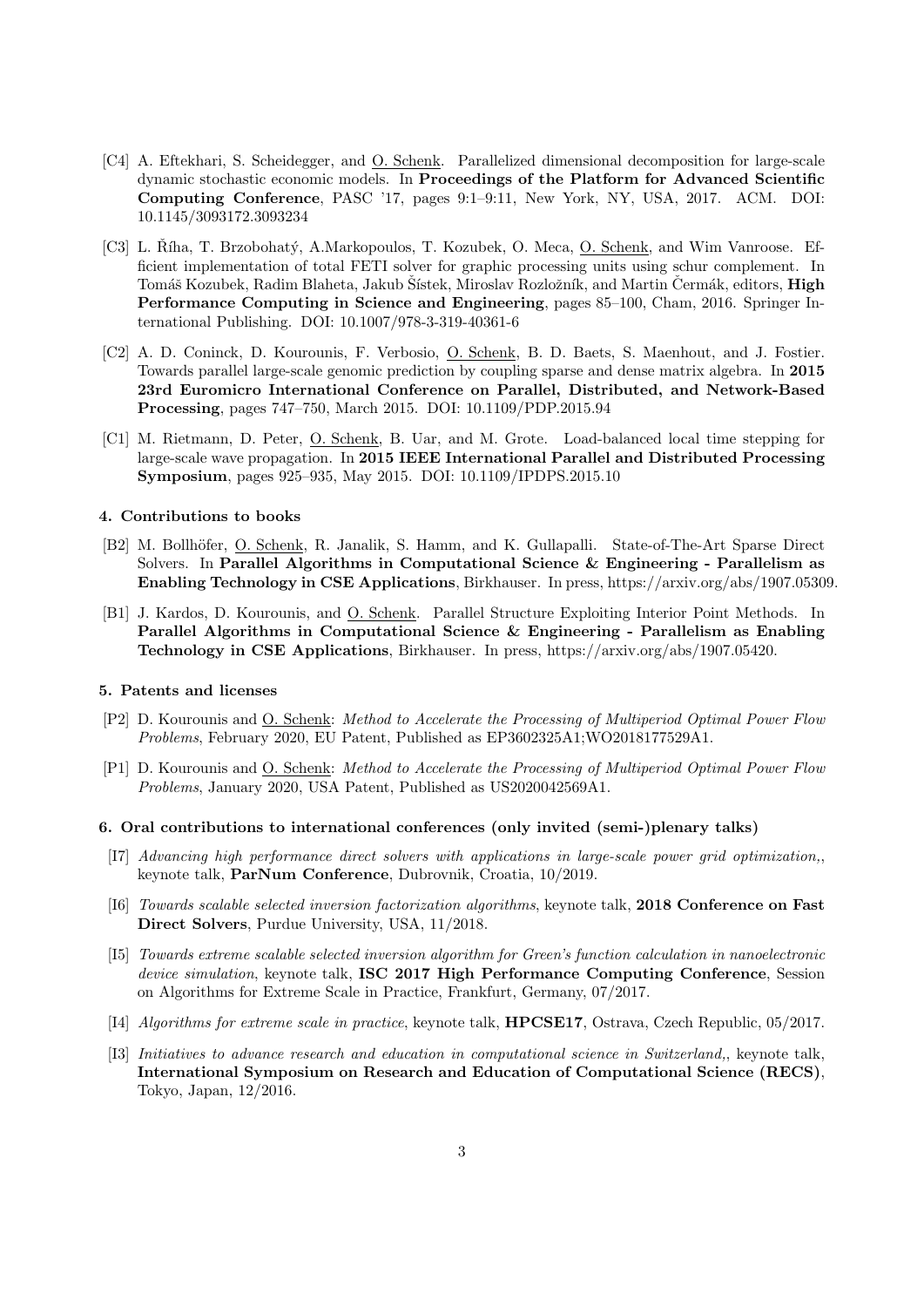[C4] A. Eftekhari, S. Scheidegger, and O. Schenk. Parallelized dimensional decomposition for large-scale dynamic stochastic economic models. In **Proceedings of the Platform for Advanced Scientific Computing Conference**, PASC '17, pages 9:1–9:11, New York, NY, USA, 2017. ACM. DOI: 10.1145/3093172.3093234

[C3] L. Říha, T. Brzobohatý, A.Markopoulos, T. Kozubek, O. Meca, O. Schenk, and Wim Vanroose. Efficient implementation of total FETI solver for graphic processing units using schur complement. In Tomáš Kozubek, Radim Blaheta, Jakub Šístek, Miroslav Rozložník, and Martin Čermák, editors, **High Performance Computing in Science and Engineering**, pages 85–100, Cham, 2016. Springer International Publishing. DOI: 10.1007/978-3-319-40361-6

[C2] A. D. Coninck, D. Kourounis, F. Verbosio, O. Schenk, B. D. Baets, S. Maenhout, and J. Fostier. Towards parallel large-scale genomic prediction by coupling sparse and dense matrix algebra. In **2015 23rd Euromicro International Conference on Parallel, Distributed, and Network-Based Processing**, pages 747–750, March 2015. DOI: 10.1109/PDP.2015.94

[C1] M. Rietmann, D. Peter, O. Schenk, B. Uar, and M. Grote. Load-balanced local time stepping for large-scale wave propagation. In **2015 IEEE International Parallel and Distributed Processing Symposium**, pages 925–935, May 2015. DOI: 10.1109/IPDPS.2015.10

#### 4. Contributions to books

[B2] M. Bollhöfer, O. Schenk, R. Janalik, S. Hamm, and K. Gullapalli. State-of-The-Art Sparse Direct Solvers. In **Parallel Algorithms in Computational Science & Engineering - Parallelism as Enabling Technology in CSE Applications**, Birkhauser. In press, https://arxiv.org/abs/1907.05309.

[B1] J. Kardos, D. Kourounis, and O. Schenk. Parallel Structure Exploiting Interior Point Methods. In **Parallel Algorithms in Computational Science & Engineering - Parallelism as Enabling Technology in CSE Applications**, Birkhauser. In press, https://arxiv.org/abs/1907.05420.

#### 5. Patents and licenses

[P2] D. Kourounis and O. Schenk: *Method to Accelerate the Processing of Multiperiod Optimal Power Flow Problems*, February 2020, EU Patent, Published as EP3602325A1;WO2018177529A1.

[P1] D. Kourounis and O. Schenk: *Method to Accelerate the Processing of Multiperiod Optimal Power Flow Problems*, January 2020, USA Patent, Published as US2020042569A1.

#### 6. Oral contributions to international conferences (only invited (semi-)plenary talks)

[I7] *Advancing high performance direct solvers with applications in large-scale power grid optimization,*, keynote talk, **ParNum Conference**, Dubrovnik, Croatia, 10/2019.

[I6] *Towards scalable selected inversion factorization algorithms*, keynote talk, **2018 Conference on Fast Direct Solvers**, Purdue University, USA, 11/2018.

[I5] *Towards extreme scalable selected inversion algorithm for Green's function calculation in nanoelectronic device simulation*, keynote talk, **ISC 2017 High Performance Computing Conference**, Session on Algorithms for Extreme Scale in Practice, Frankfurt, Germany, 07/2017.

[I4] *Algorithms for extreme scale in practice*, keynote talk, **HPCSE17**, Ostrava, Czech Republic, 05/2017.

[I3] *Initiatives to advance research and education in computational science in Switzerland,*, keynote talk, **International Symposium on Research and Education of Computational Science (RECS)**, Tokyo, Japan, 12/2016.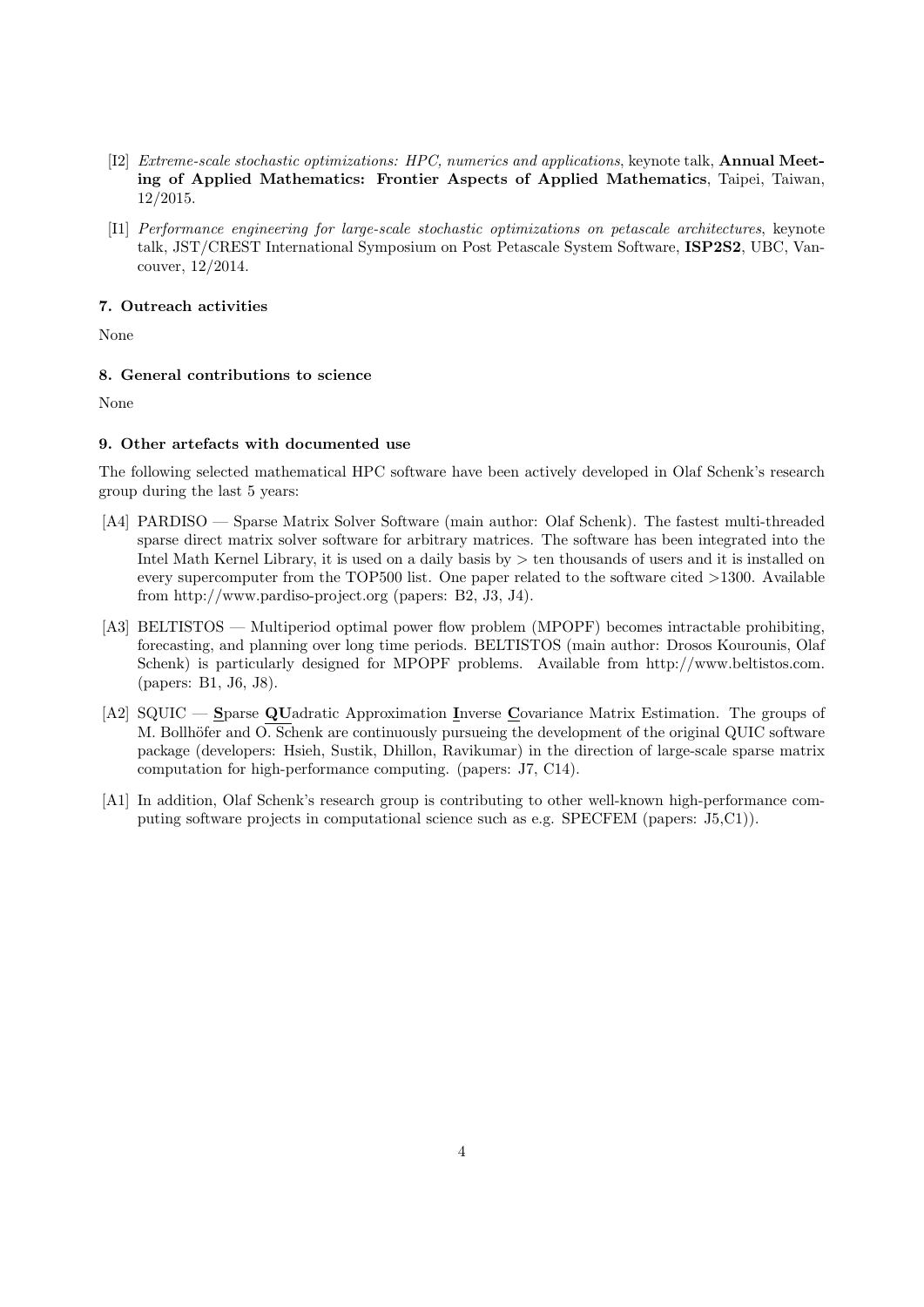[I2] *Extreme-scale stochastic optimizations: HPC, numerics and applications*, keynote talk, **Annual Meeting of Applied Mathematics: Frontier Aspects of Applied Mathematics**, Taipei, Taiwan, 12/2015.

[I1] *Performance engineering for large-scale stochastic optimizations on petascale architectures*, keynote talk, JST/CREST International Symposium on Post Petascale System Software, **ISP2S2**, UBC, Vancouver, 12/2014.

#### 7. Outreach activities

None

#### 8. General contributions to science

None

#### 9. Other artefacts with documented use

The following selected mathematical HPC software have been actively developed in Olaf Schenk's research group during the last 5 years:

[A4] PARDISO — Sparse Matrix Solver Software (main author: Olaf Schenk). The fastest multi-threaded sparse direct matrix solver software for arbitrary matrices. The software has been integrated into the Intel Math Kernel Library, it is used on a daily basis by > ten thousands of users and it is installed on every supercomputer from the TOP500 list. One paper related to the software cited >1300. Available from http://www.pardiso-project.org (papers: B2, J3, J4).

[A3] BELTISTOS — Multiperiod optimal power flow problem (MPOPF) becomes intractable prohibiting, forecasting, and planning over long time periods. BELTISTOS (main author: Drosos Kourounis, Olaf Schenk) is particularly designed for MPOPF problems. Available from http://www.beltistos.com. (papers: B1, J6, J8).

[A2] SQUIC — **S**parse **QU**adratic Approximation **I**nverse **C**ovariance Matrix Estimation. The groups of M. Bollhöfer and O. Schenk are continuously pursueing the development of the original QUIC software package (developers: Hsieh, Sustik, Dhillon, Ravikumar) in the direction of large-scale sparse matrix computation for high-performance computing. (papers: J7, C14).

[A1] In addition, Olaf Schenk's research group is contributing to other well-known high-performance computing software projects in computational science such as e.g. SPECFEM (papers: J5,C1)).